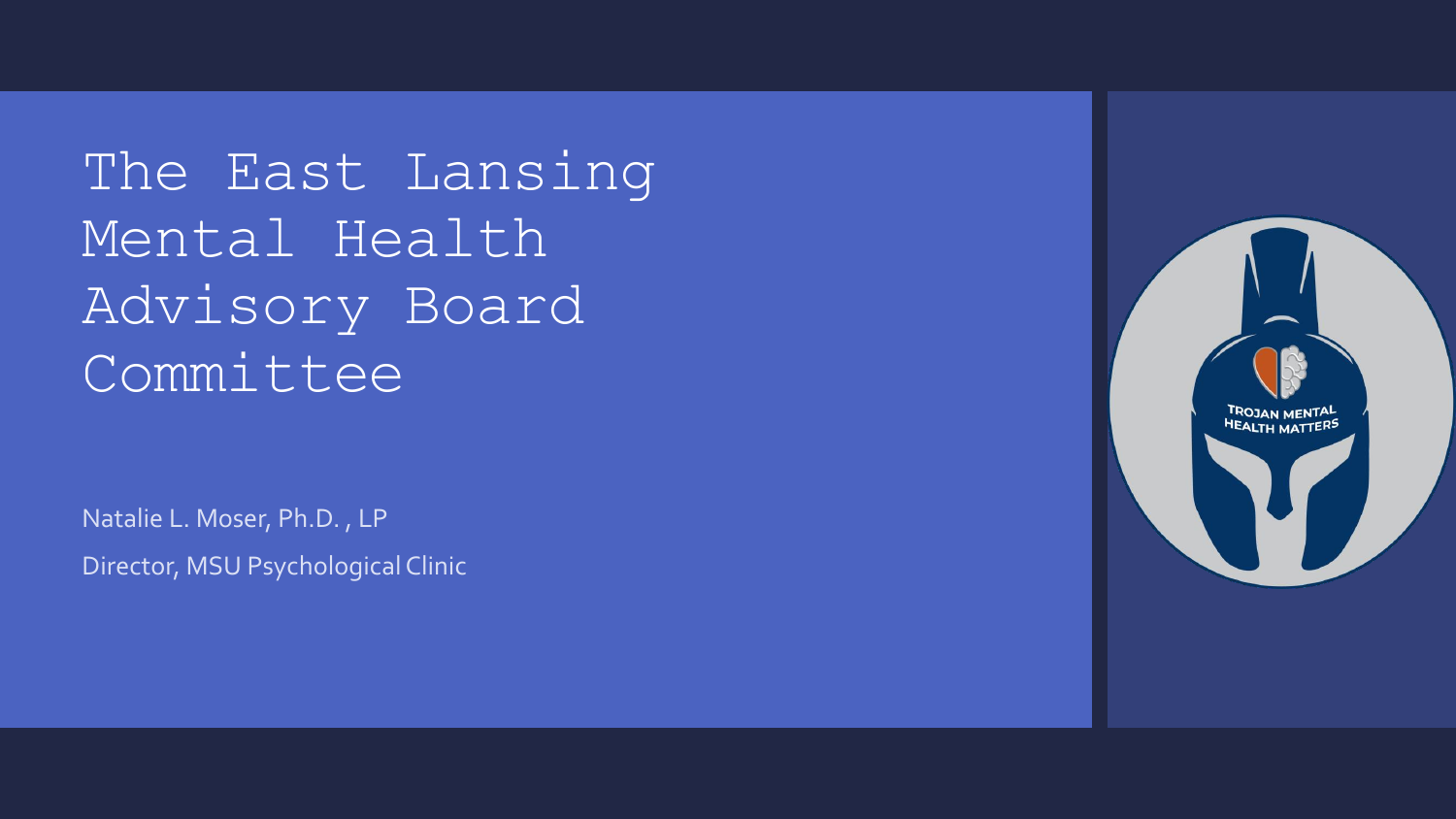# The East Lansing Mental Health Advisory Board Committee

Natalie L. Moser, Ph.D. , LP

Director, MSU Psychological Clinic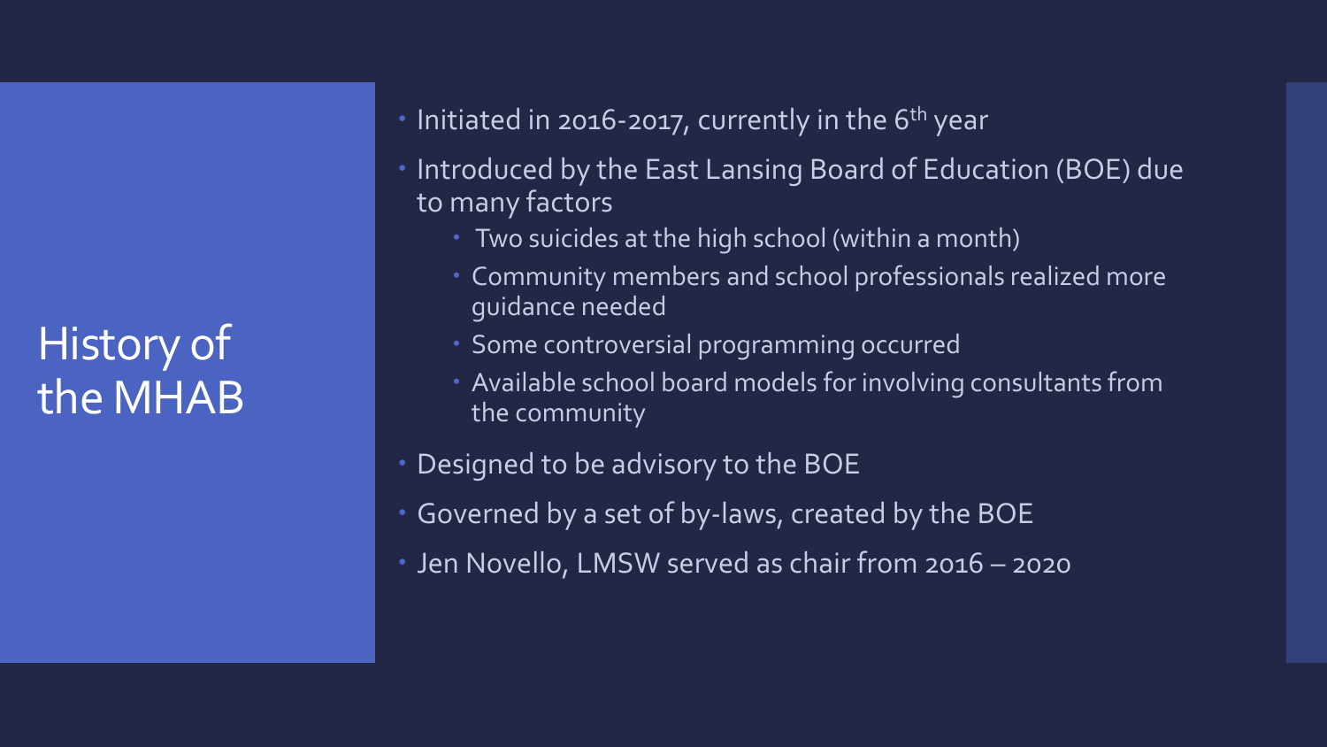# History of the MHAB

- Initiated in 2016-2017, currently in the 6th year
- Introduced by the East Lansing Board of Education (BOE) due to many factors
  - Two suicides at the high school (within a month)
  - Community members and school professionals realized more guidance needed
  - Some controversial programming occurred
  - Available school board models for involving consultants from the community
- Designed to be advisory to the BOE
- Governed by a set of by-laws, created by the BOE
- Jen Novello, LMSW served as chair from 2016 – 2020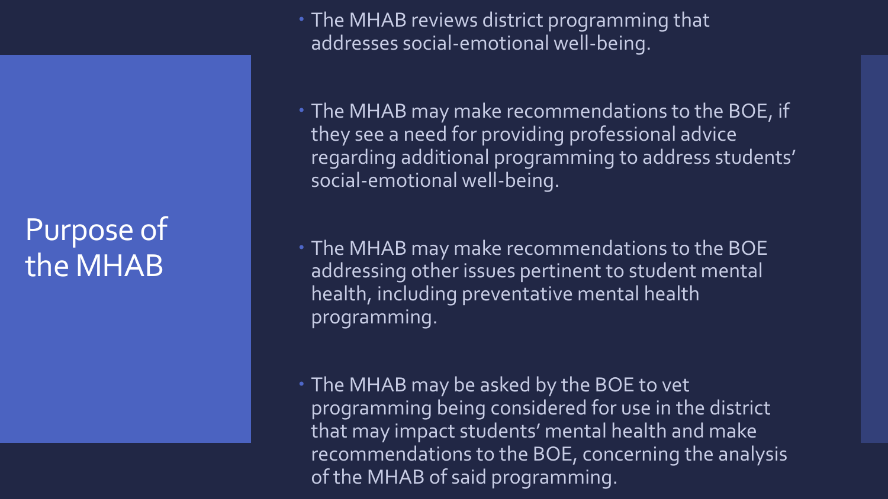# Purpose of the MHAB

- The MHAB reviews district programming that addresses social-emotional well-being.
- The MHAB may make recommendations to the BOE, if they see a need for providing professional advice regarding additional programming to address students' social-emotional well-being.
- The MHAB may make recommendations to the BOE addressing other issues pertinent to student mental health, including preventative mental health programming.
- The MHAB may be asked by the BOE to vet programming being considered for use in the district that may impact students' mental health and make recommendations to the BOE, concerning the analysis of the MHAB of said programming.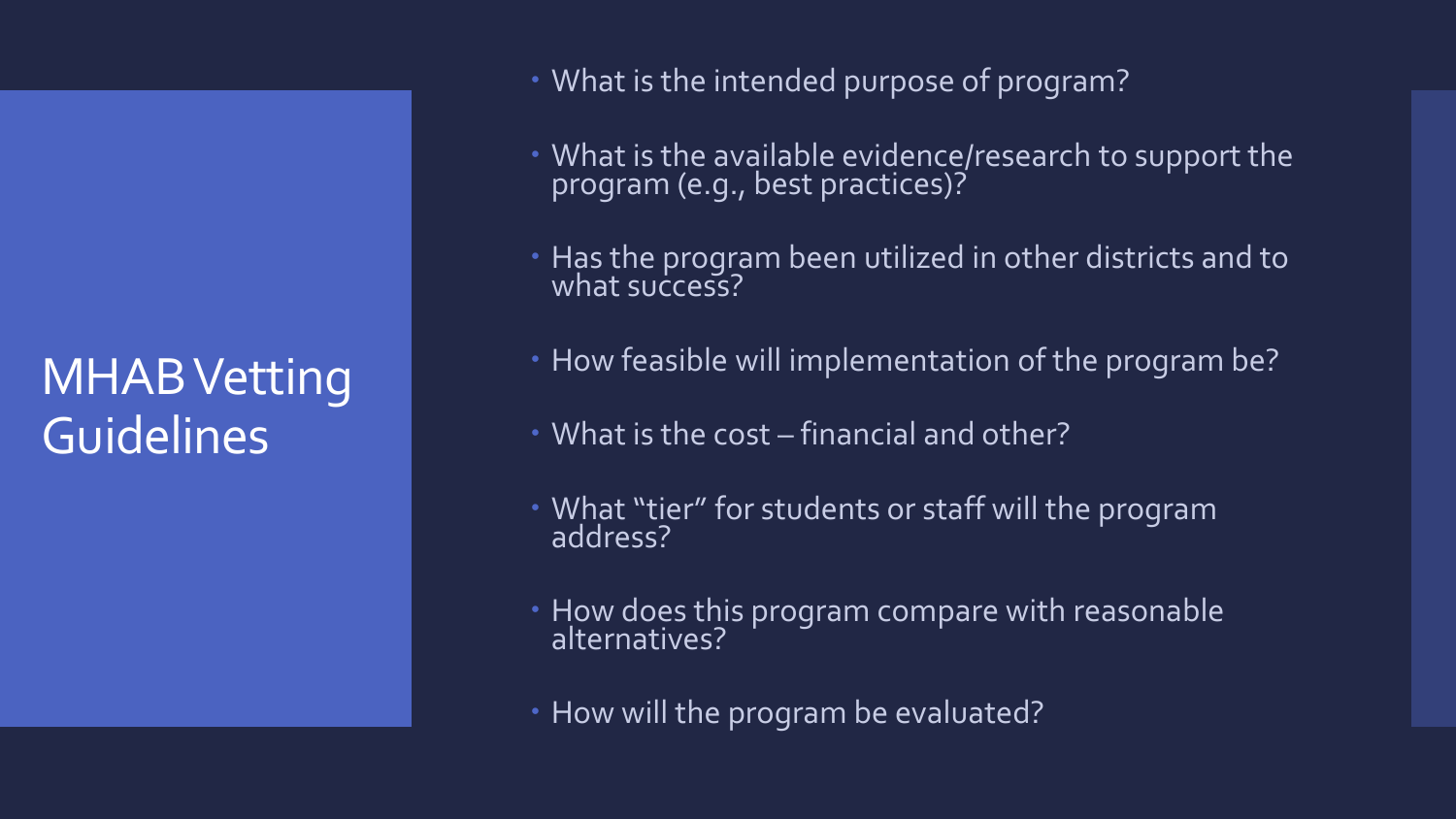# MHAB Vetting Guidelines

- What is the intended purpose of program?
- What is the available evidence/research to support the program (e.g., best practices)?
- Has the program been utilized in other districts and to what success?
- How feasible will implementation of the program be?
- What is the cost – financial and other?
- What "tier" for students or staff will the program address?
- How does this program compare with reasonable alternatives?
- How will the program be evaluated?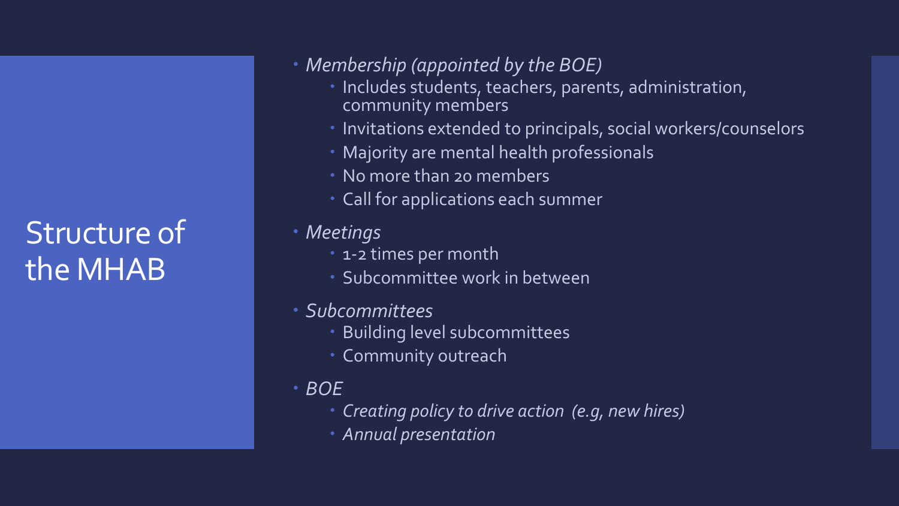# Structure of the MHAB

- *Membership (appointed by the BOE)*
  - Includes students, teachers, parents, administration, community members
  - Invitations extended to principals, social workers/counselors
  - Majority are mental health professionals
  - No more than 20 members
  - Call for applications each summer
- *Meetings*
  - 1-2 times per month
  - Subcommittee work in between
- *Subcommittees*
  - Building level subcommittees
  - Community outreach
- *BOE*
  - *Creating policy to drive action (e.g, new hires)*
  - *Annual presentation*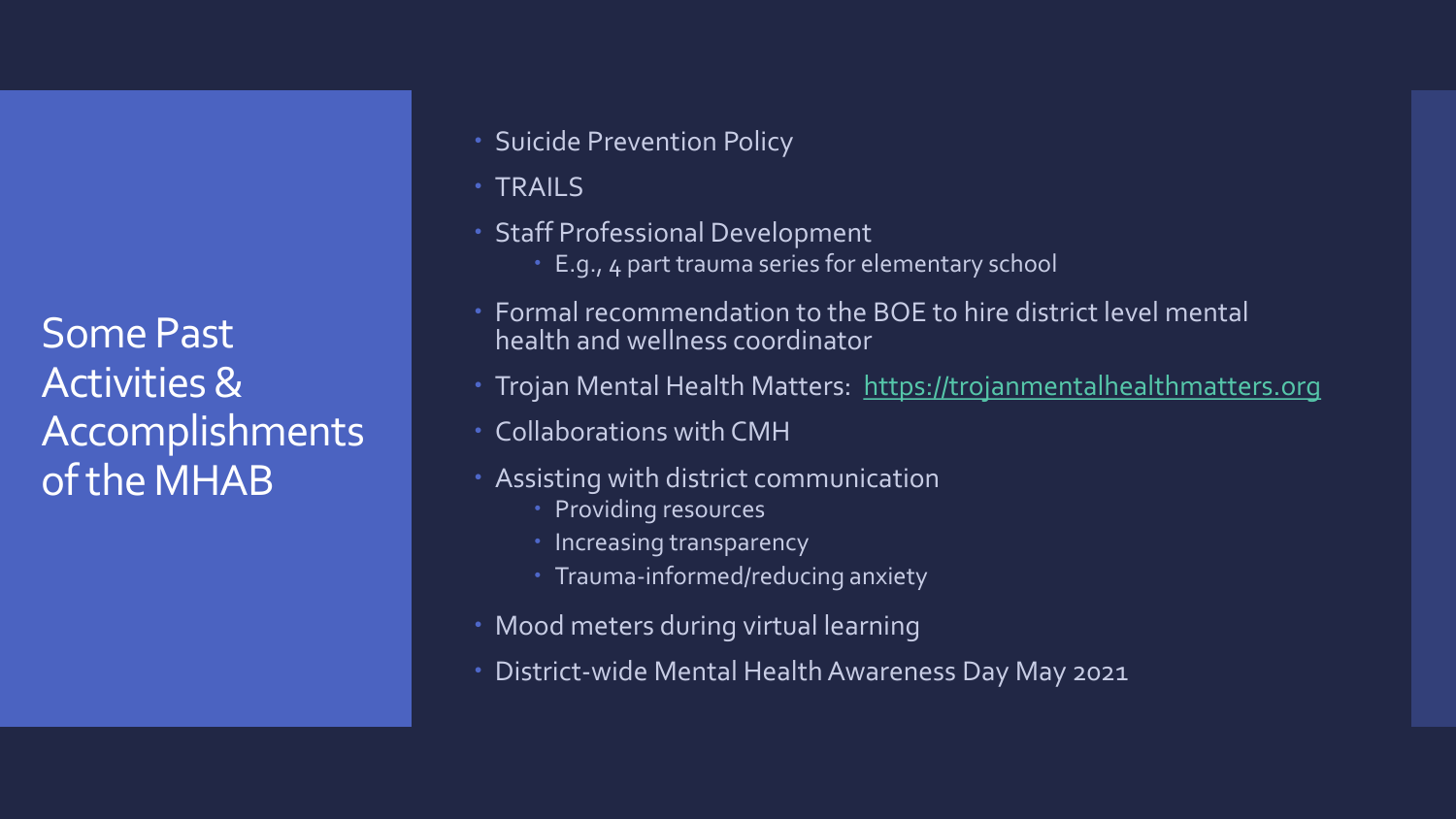# Some Past Activities & Accomplishments of the MHAB

- Suicide Prevention Policy
- TRAILS
- Staff Professional Development
  - E.g., 4 part trauma series for elementary school
- Formal recommendation to the BOE to hire district level mental health and wellness coordinator
- Trojan Mental Health Matters: https://trojanmentalhealthmatters.org
- Collaborations with CMH
- Assisting with district communication
  - Providing resources
  - Increasing transparency
  - Trauma-informed/reducing anxiety
- Mood meters during virtual learning
- District-wide Mental Health Awareness Day May 2021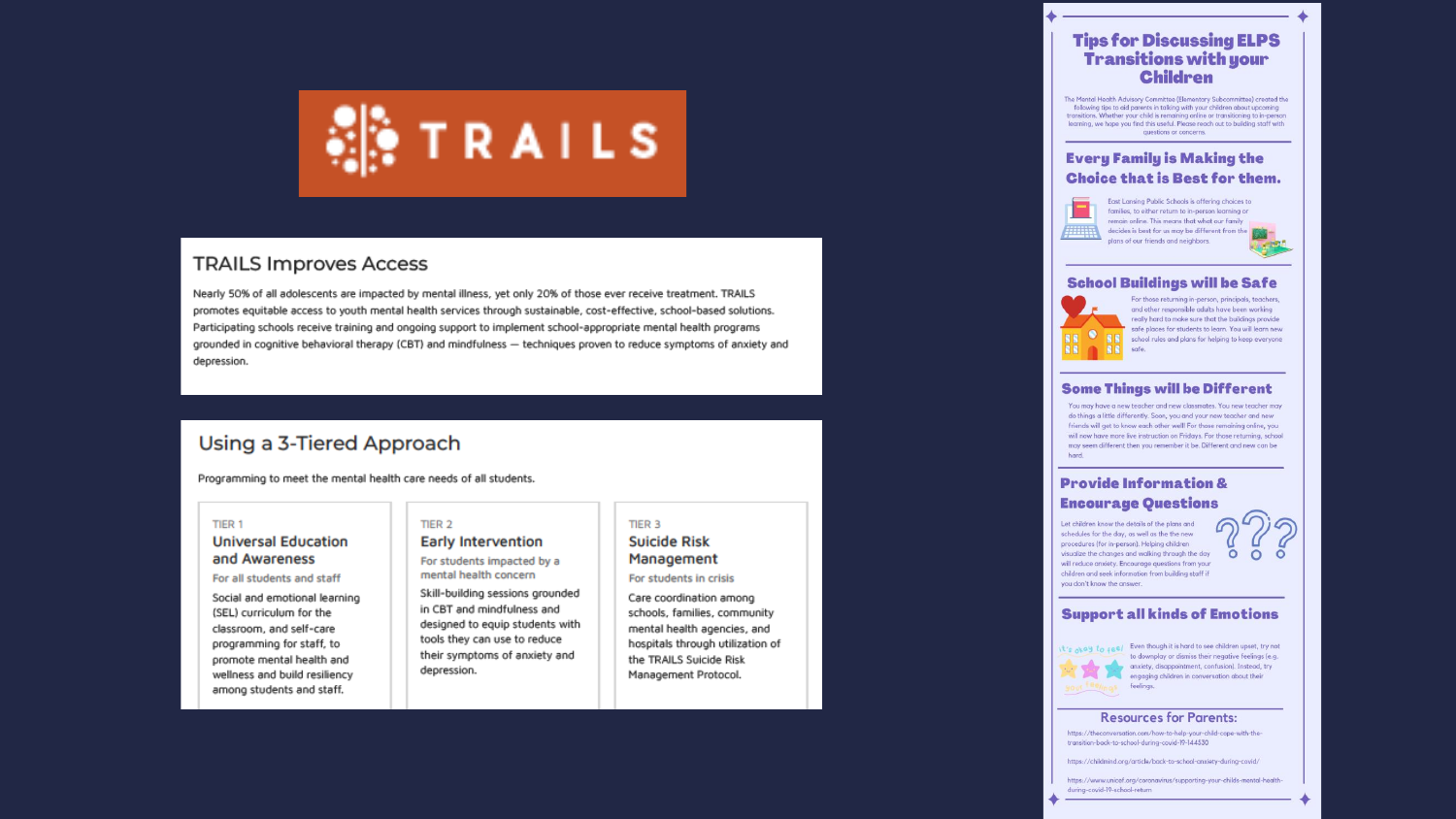# TRAILS

## TRAILS Improves Access

Nearly 50% of all adolescents are impacted by mental illness, yet only 20% of those ever receive treatment. TRAILS promotes equitable access to youth mental health services through sustainable, cost-effective, school-based solutions. Participating schools receive training and ongoing support to implement school-appropriate mental health programs grounded in cognitive behavioral therapy (CBT) and mindfulness — techniques proven to reduce symptoms of anxiety and depression.

## Using a 3-Tiered Approach

Programming to meet the mental health care needs of all students.

**TIER 1**

### Universal Education and Awareness

For all students and staff

Social and emotional learning (SEL) curriculum for the classroom, and self-care programming for staff, to promote mental health and wellness and build resiliency among students and staff.

**TIER 2**

### Early Intervention

For students impacted by a mental health concern

Skill-building sessions grounded in CBT and mindfulness and designed to equip students with tools they can use to reduce their symptoms of anxiety and depression.

**TIER 3**

### Suicide Risk Management

For students in crisis

Care coordination among schools, families, community mental health agencies, and hospitals through utilization of the TRAILS Suicide Risk Management Protocol.

# Tips for Discussing ELPS Transitions with your Children

The Mental Health Advisory Committee (Elementary Subcommittee) created the following tips to aid parents in talking with your children about upcoming transitions. Whether your child is remaining online or transitioning to in-person learning, we hope you find this useful. Please reach out to building staff with questions or concerns.

## Every Family is Making the Choice that is Best for them.

East Lansing Public Schools is offering choices to families, to either return to in-person learning or remain online. This means that what our family decides is best for us may be different from the plans of our friends and neighbors.

## School Buildings will be Safe

For those returning in-person, principals, teachers, and other responsible adults have been working really hard to make sure that the buildings provide safe places for students to learn. You will learn new school rules and plans for helping to keep everyone safe.

## Some Things will be Different

You may have a new teacher and new classmates. You new teacher may do things a little differently. Soon, you and your new teacher and new friends will get to know each other well! For those remaining online, you will now have more live instruction on Fridays. For those returning, school may seem different then you remember it be. Different and new can be hard.

## Provide Information & Encourage Questions

Let children know the details of the plans and schedules for the day, as well as the the new procedures (for in-person). Helping children visualize the changes and walking through the day will reduce anxiety. Encourage questions from your children and seek information from building staff if you don't know the answer.

## Support all kinds of Emotions

Even though it is hard to see children upset, try not to downplay or dismiss their negative feelings (e.g. anxiety, disappointment, confusion). Instead, try engaging children in conversation about their feelings.

### Resources for Parents:

https://theconversation.com/how-to-help-your-child-cope-with-the-transition-back-to-school-during-covid-19-144530

https://childmind.org/article/back-to-school-anxiety-during-covid/

https://www.unicef.org/coronavirus/supporting-your-childs-mental-health-during-covid-19-school-return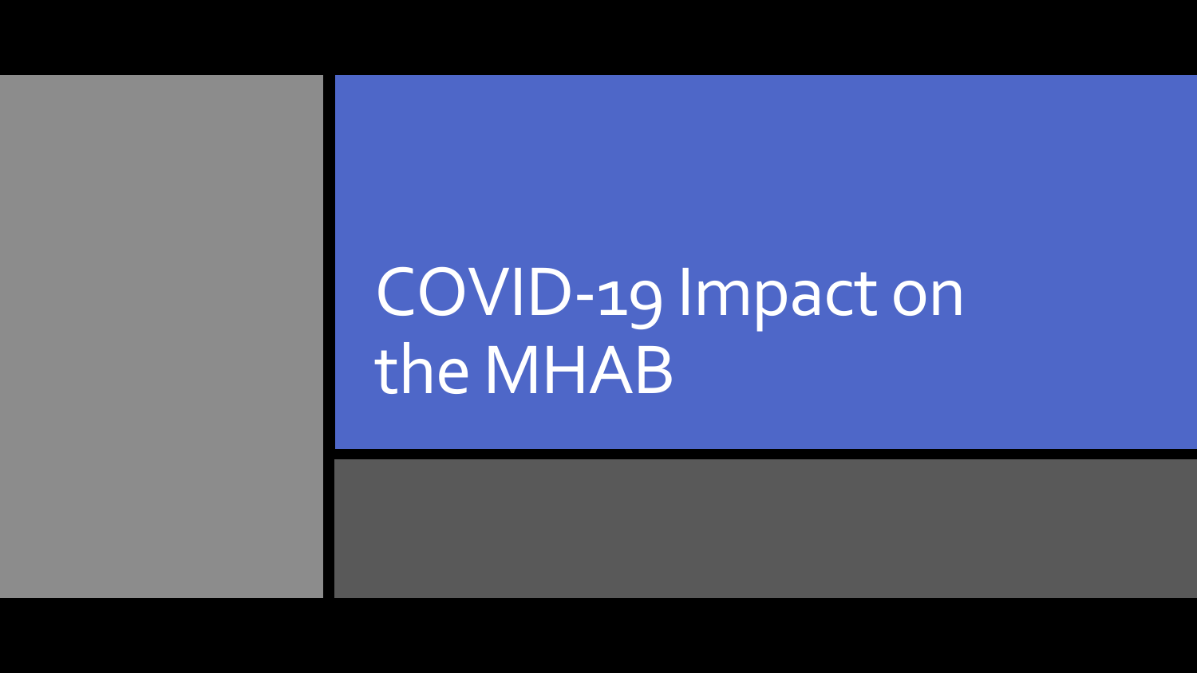# COVID-19 Impact on the MHAB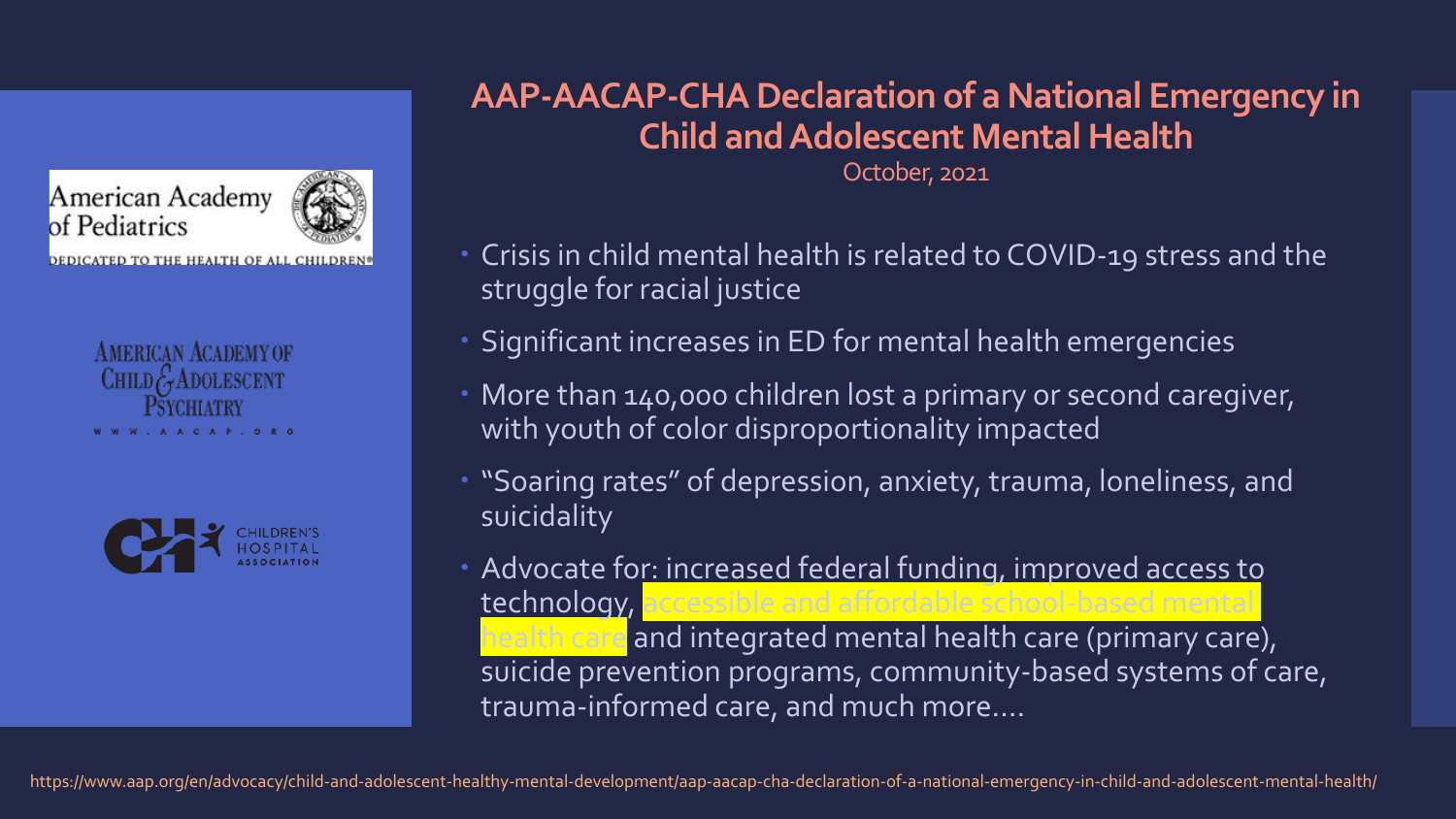## AAP-AACAP-CHA Declaration of a National Emergency in Child and Adolescent Mental Health

October, 2021

American Academy of Pediatrics
DEDICATED TO THE HEALTH OF ALL CHILDREN

AMERICAN ACADEMY OF CHILD & ADOLESCENT PSYCHIATRY
WWW.AACAP.ORG

CHILDREN'S HOSPITAL ASSOCIATION

- Crisis in child mental health is related to COVID-19 stress and the struggle for racial justice
- Significant increases in ED for mental health emergencies
- More than 140,000 children lost a primary or second caregiver, with youth of color disproportionality impacted
- "Soaring rates" of depression, anxiety, trauma, loneliness, and suicidality
- Advocate for: increased federal funding, improved access to technology, accessible and affordable school-based mental health care and integrated mental health care (primary care), suicide prevention programs, community-based systems of care, trauma-informed care, and much more….

https://www.aap.org/en/advocacy/child-and-adolescent-healthy-mental-development/aap-aacap-cha-declaration-of-a-national-emergency-in-child-and-adolescent-mental-health/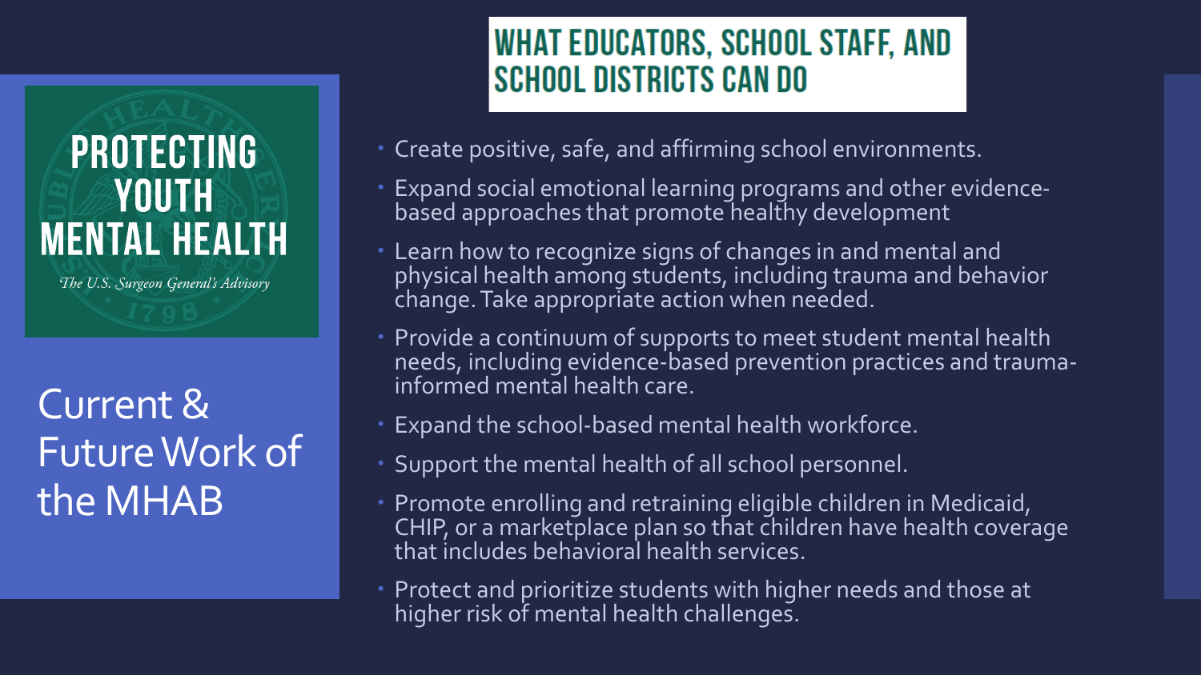PROTECTING YOUTH MENTAL HEALTH

*The U.S. Surgeon General's Advisory*

# Current & Future Work of the MHAB

## WHAT EDUCATORS, SCHOOL STAFF, AND SCHOOL DISTRICTS CAN DO

- Create positive, safe, and affirming school environments.
- Expand social emotional learning programs and other evidence-based approaches that promote healthy development
- Learn how to recognize signs of changes in and mental and physical health among students, including trauma and behavior change. Take appropriate action when needed.
- Provide a continuum of supports to meet student mental health needs, including evidence-based prevention practices and trauma-informed mental health care.
- Expand the school-based mental health workforce.
- Support the mental health of all school personnel.
- Promote enrolling and retraining eligible children in Medicaid, CHIP, or a marketplace plan so that children have health coverage that includes behavioral health services.
- Protect and prioritize students with higher needs and those at higher risk of mental health challenges.